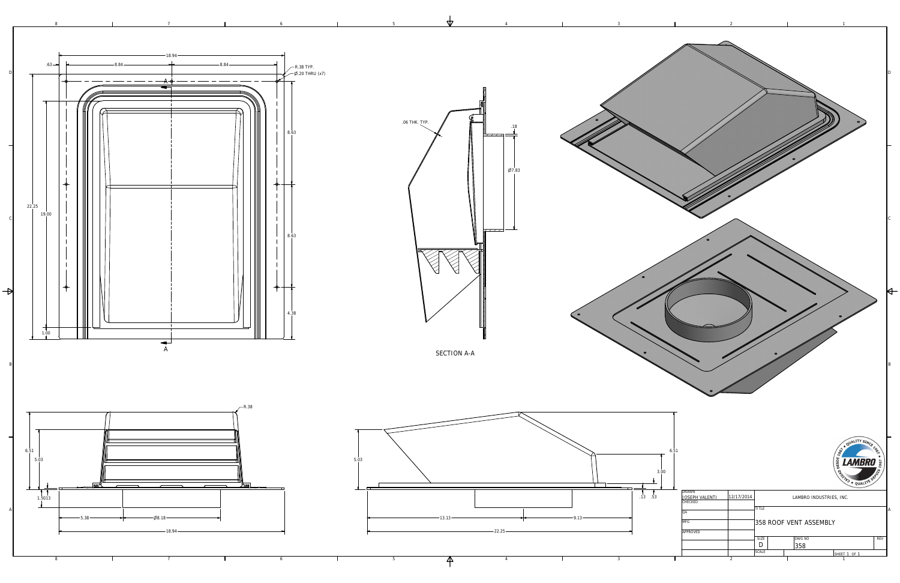18.94

.63 — 8.84 — 8.84

R.38 TYP.

Ø.20 THRU (x7)

A

22.25

19.00

8.63

8.63

4.38

1.00

A

.06 THK. TYP.

.18

Ø7.83

SECTION A-A

R.38

6.51

5.03

1.5013

5.38

Ø8.18

18.94

5.03

6.51

3.00

.13 .53

13.13

9.13

22.25

| DRAWN | | |
|---|---|---|
| JOSEPH VALENTI | 12/17/2014 | LAMBRO INDUSTRIES, INC. |
| CHECKED | | |
| QA | | TITLE |
| MFG | | 358 ROOF VENT ASSEMBLY |
| APPROVED | | SIZE: D · DWG NO: 358 · REV: |
| | | SCALE · SHEET 1 OF 1 |

LAMBRO · QUALITY SINCE 1967 · CALIDAD DESDE 1967 · QUALITÉ DEPUIS 1967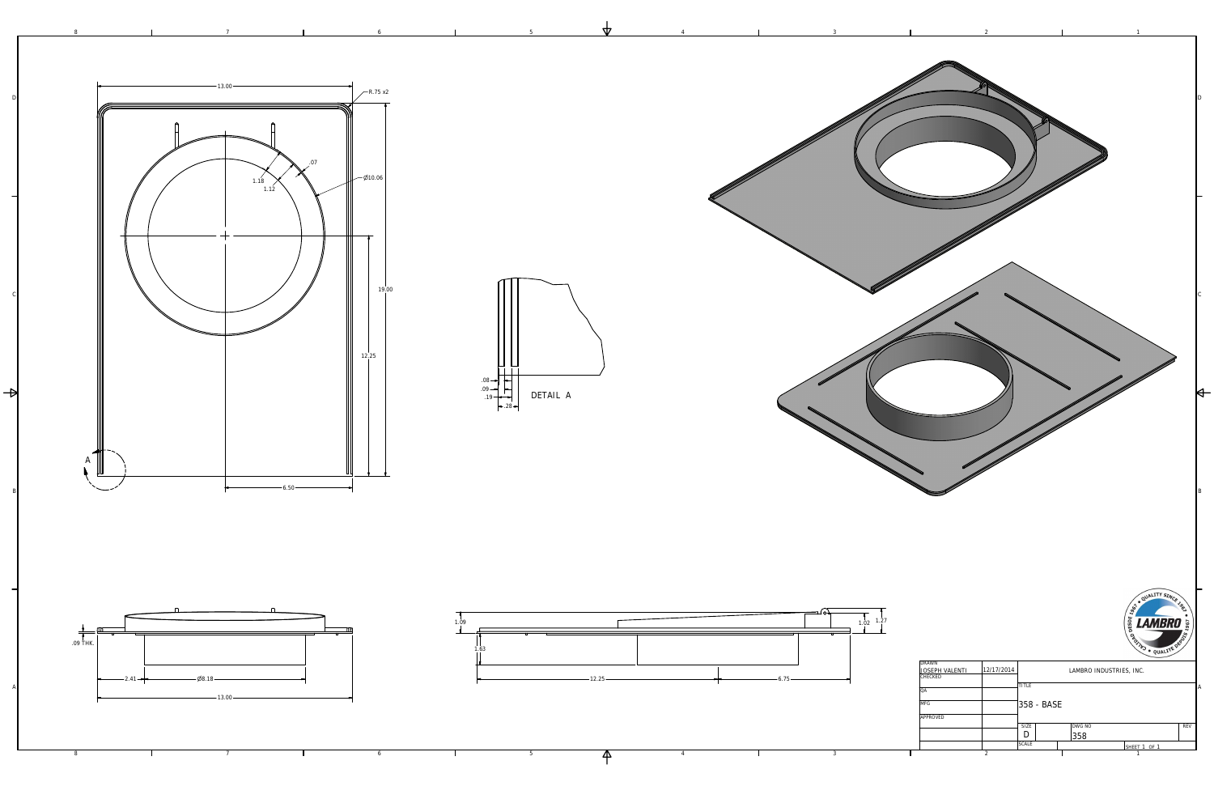13.00

R.75 x2

.07

1.18

1.12

Ø10.06

19.00

12.25

A

6.50

.08

.09

.19

.28

DETAIL A

.09 THK.

2.41

Ø8.18

13.00

1.09

1.63

12.25

6.75

1.02

1.27

QUALITY SINCE 1967 • LAMBRO • QUALITÉ DEPUIS 1967 • CALIDAD DESDE 1967

| DRAWN | | LAMBRO INDUSTRIES, INC. | | |
|---|---|---|---|---|
| JOSEPH VALENTI | 12/17/2014 | | | |
| CHECKED | | TITLE | | |
| QA | | 358 - BASE | | |
| MFG | | | | |
| APPROVED | | SIZE D | DWG NO 358 | REV |
| | | SCALE | SHEET 1 OF 1 | |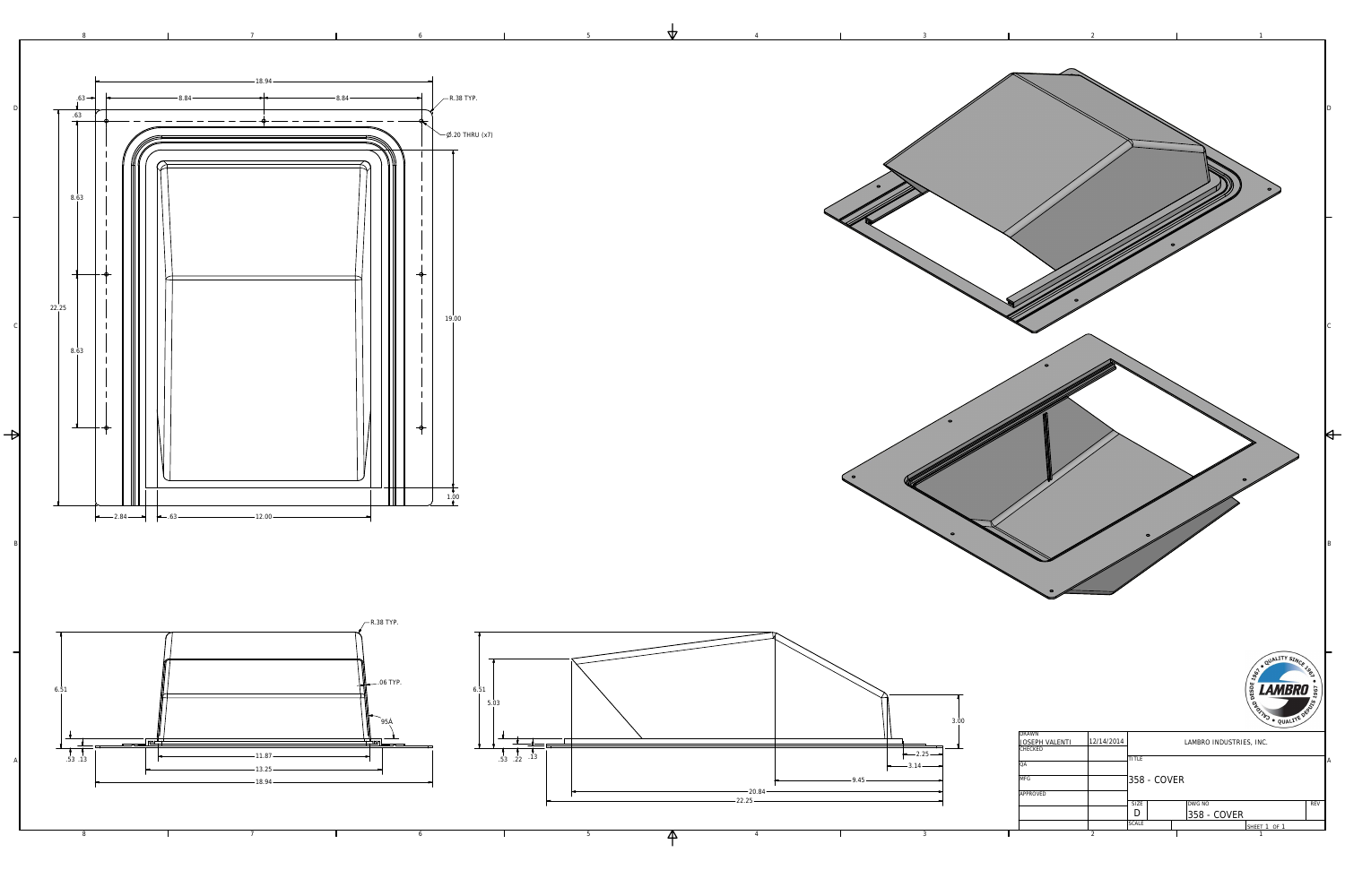| DRAWN | | LAMBRO INDUSTRIES, INC. | | |
| --- | --- | --- | --- | --- |
| JOSEPH VALENTI | 12/14/2014 | | | |
| CHECKED | | TITLE | | |
| QA | | 358 - COVER | | |
| MFG | | | | |
| APPROVED | | SIZE D | DWG NO 358 - COVER | REV |
| | | SCALE | | SHEET 1 OF 1 |

R.38 TYP.

Ø.20 THRU (x7)

18.94

.63

8.84

8.84

.63

8.63

8.63

22.25

19.00

1.00

2.84

.63

12.00

R.38 TYP.

.06 TYP.

95Δ

6.51

.53 .13

11.87

13.25

18.94

6.51

5.03

.53 .22 .13

3.00

2.25

3.14

9.45

20.84

22.25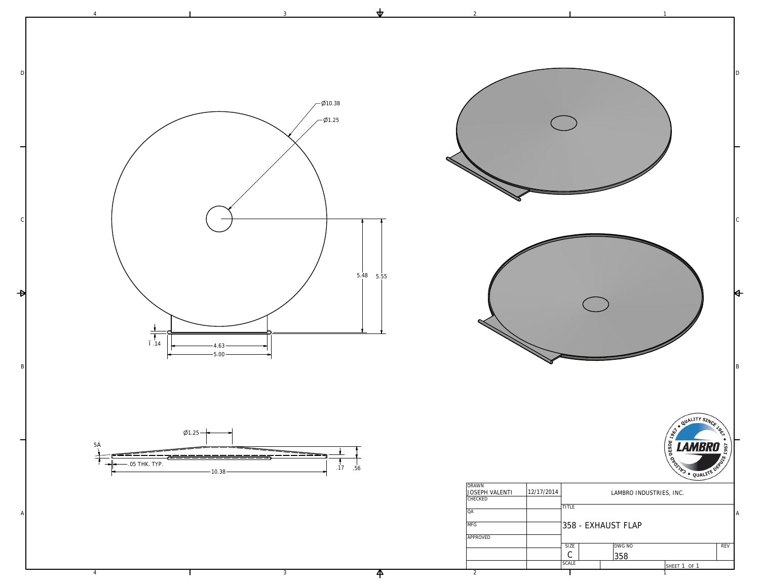Ø10.38

Ø1.25

5.48

5.55

Ï .14

4.63

5.00

Ø1.25

5Å

.05 THK. TYP.

10.38

.17

.56

| DRAWN | | LAMBRO INDUSTRIES, INC. | | | |
|---|---|---|---|---|---|
| JOSEPH VALENTI | 12/17/2014 | | | | |
| CHECKED | | TITLE | | | |
| QA | | 358 - EXHAUST FLAP | | | |
| MFG | | | | | |
| APPROVED | | SIZE | | DWG NO | REV |
| | | C | | 358 | |
| | | SCALE | | SHEET 1 OF 1 | |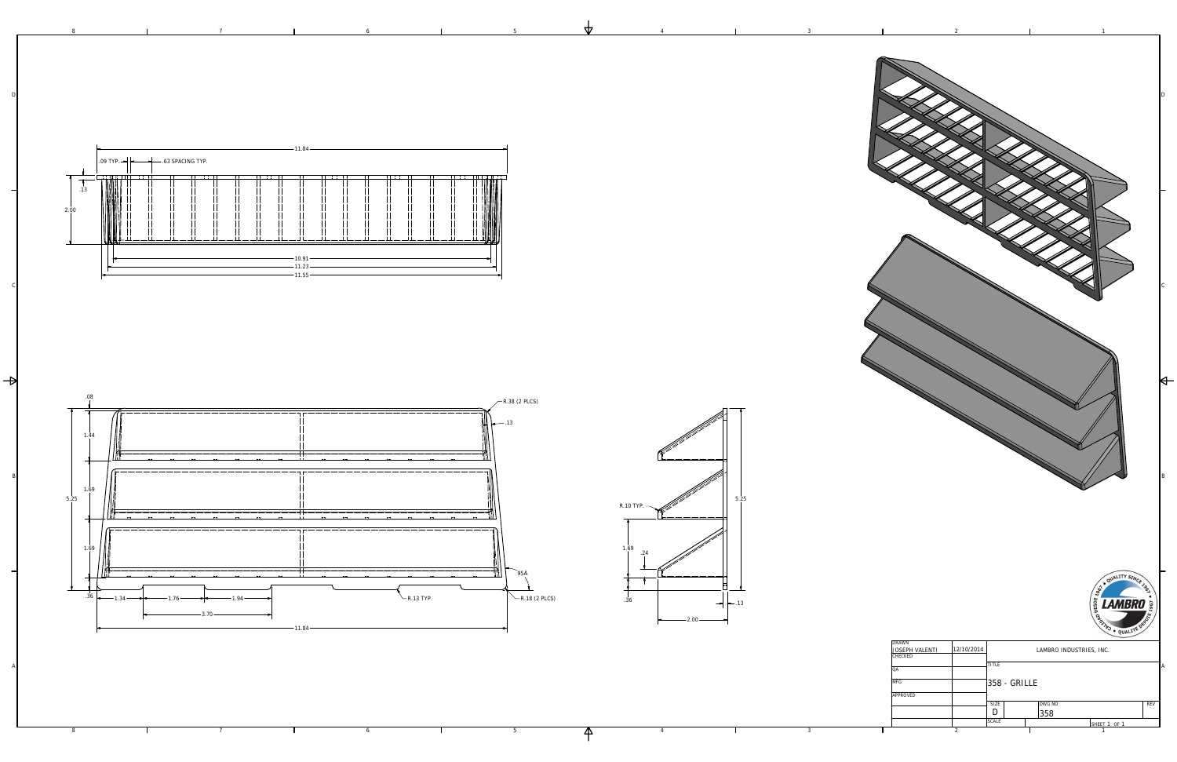11.84

.09 TYP.

.63 SPACING TYP.

.13

2.00

10.91

11.23

11.55

.08

R.38 (2 PLCS)

.13

1.44

1.69

5.25

1.69

95Å

.36

1.34

1.76

1.94

R.13 TYP.

R.18 (2 PLCS)

3.70

11.84

R.10 TYP.

5.25

1.69

.24

.36

.13

2.00

| | | |
|---|---|---|
| DRAWN JOSEPH VALENTI | 12/10/2014 | LAMBRO INDUSTRIES, INC. |
| CHECKED | | |
| QA | | TITLE 358 - GRILLE |
| MFG | | |
| APPROVED | | SIZE D &nbsp; DWG NO 358 &nbsp; REV |
| | | SCALE &nbsp; SHEET 1 OF 1 |